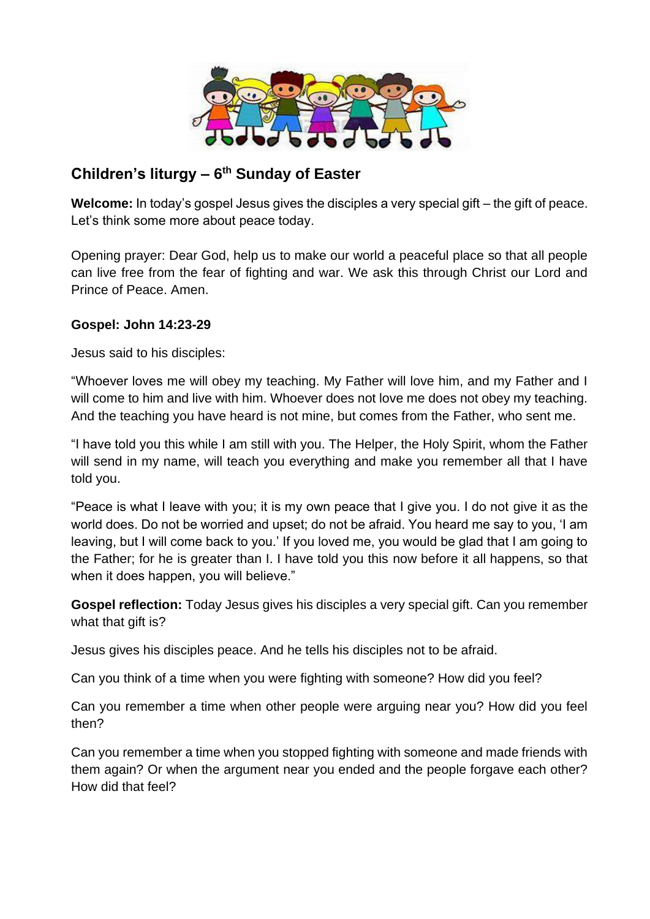## Children's liturgy – 6th Sunday of Easter

**Welcome:** In today's gospel Jesus gives the disciples a very special gift – the gift of peace. Let's think some more about peace today.

Opening prayer: Dear God, help us to make our world a peaceful place so that all people can live free from the fear of fighting and war. We ask this through Christ our Lord and Prince of Peace. Amen.

**Gospel: John 14:23-29**

Jesus said to his disciples:

"Whoever loves me will obey my teaching. My Father will love him, and my Father and I will come to him and live with him. Whoever does not love me does not obey my teaching. And the teaching you have heard is not mine, but comes from the Father, who sent me.

"I have told you this while I am still with you. The Helper, the Holy Spirit, whom the Father will send in my name, will teach you everything and make you remember all that I have told you.

"Peace is what I leave with you; it is my own peace that I give you. I do not give it as the world does. Do not be worried and upset; do not be afraid. You heard me say to you, 'I am leaving, but I will come back to you.' If you loved me, you would be glad that I am going to the Father; for he is greater than I. I have told you this now before it all happens, so that when it does happen, you will believe."

**Gospel reflection:** Today Jesus gives his disciples a very special gift. Can you remember what that gift is?

Jesus gives his disciples peace. And he tells his disciples not to be afraid.

Can you think of a time when you were fighting with someone? How did you feel?

Can you remember a time when other people were arguing near you? How did you feel then?

Can you remember a time when you stopped fighting with someone and made friends with them again? Or when the argument near you ended and the people forgave each other? How did that feel?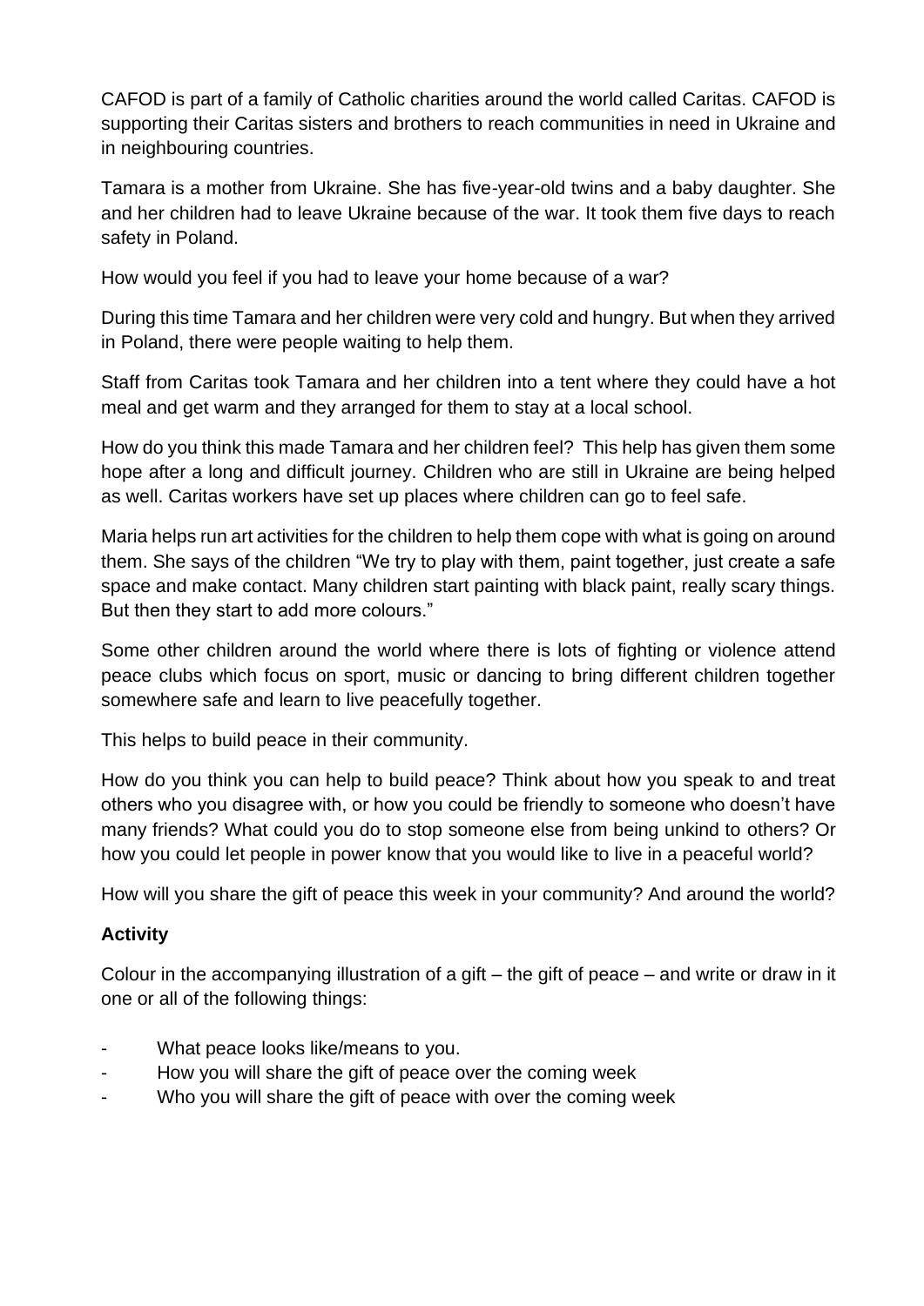CAFOD is part of a family of Catholic charities around the world called Caritas. CAFOD is supporting their Caritas sisters and brothers to reach communities in need in Ukraine and in neighbouring countries.

Tamara is a mother from Ukraine. She has five-year-old twins and a baby daughter. She and her children had to leave Ukraine because of the war. It took them five days to reach safety in Poland.

How would you feel if you had to leave your home because of a war?

During this time Tamara and her children were very cold and hungry. But when they arrived in Poland, there were people waiting to help them.

Staff from Caritas took Tamara and her children into a tent where they could have a hot meal and get warm and they arranged for them to stay at a local school.

How do you think this made Tamara and her children feel? This help has given them some hope after a long and difficult journey. Children who are still in Ukraine are being helped as well. Caritas workers have set up places where children can go to feel safe.

Maria helps run art activities for the children to help them cope with what is going on around them. She says of the children "We try to play with them, paint together, just create a safe space and make contact. Many children start painting with black paint, really scary things. But then they start to add more colours."

Some other children around the world where there is lots of fighting or violence attend peace clubs which focus on sport, music or dancing to bring different children together somewhere safe and learn to live peacefully together.

This helps to build peace in their community.

How do you think you can help to build peace? Think about how you speak to and treat others who you disagree with, or how you could be friendly to someone who doesn't have many friends? What could you do to stop someone else from being unkind to others? Or how you could let people in power know that you would like to live in a peaceful world?

How will you share the gift of peace this week in your community? And around the world?

**Activity**

Colour in the accompanying illustration of a gift – the gift of peace – and write or draw in it one or all of the following things:

- What peace looks like/means to you.
- How you will share the gift of peace over the coming week
- Who you will share the gift of peace with over the coming week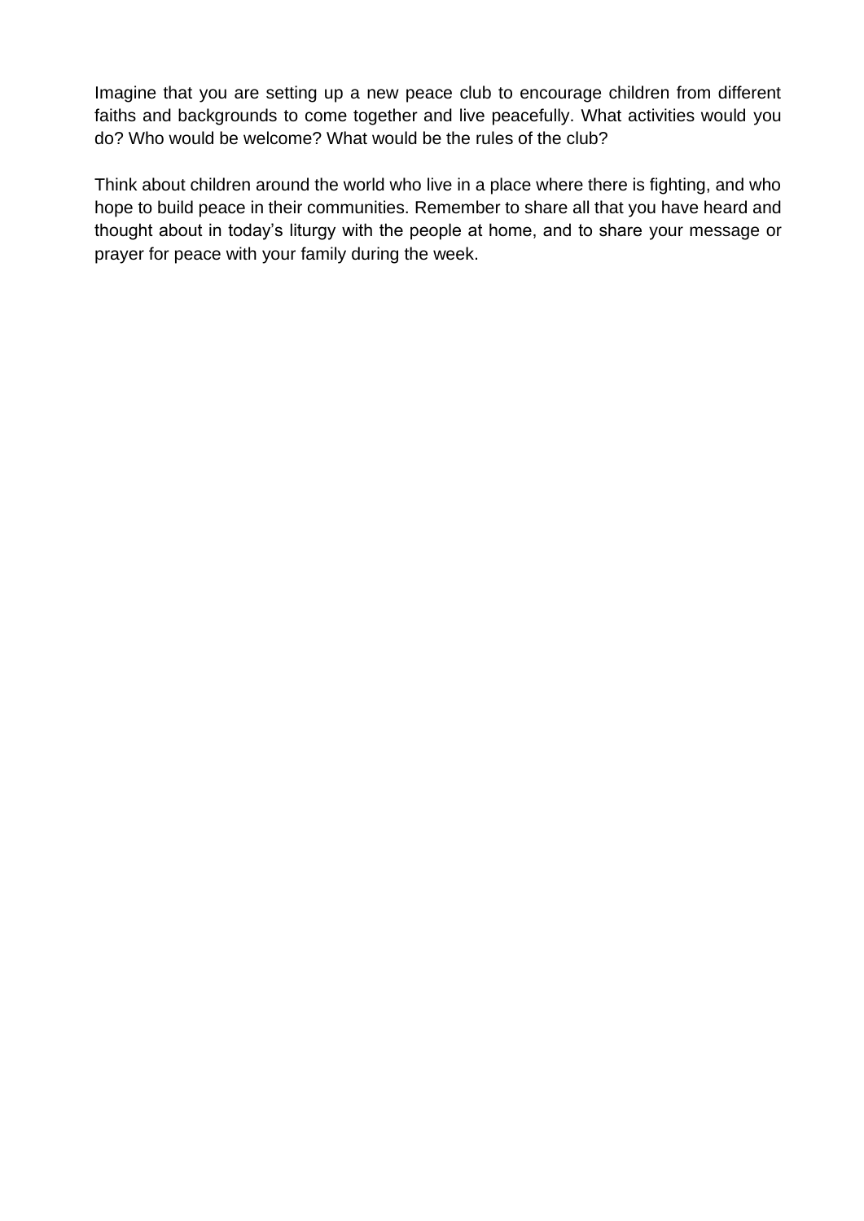Imagine that you are setting up a new peace club to encourage children from different faiths and backgrounds to come together and live peacefully. What activities would you do? Who would be welcome? What would be the rules of the club?

Think about children around the world who live in a place where there is fighting, and who hope to build peace in their communities. Remember to share all that you have heard and thought about in today's liturgy with the people at home, and to share your message or prayer for peace with your family during the week.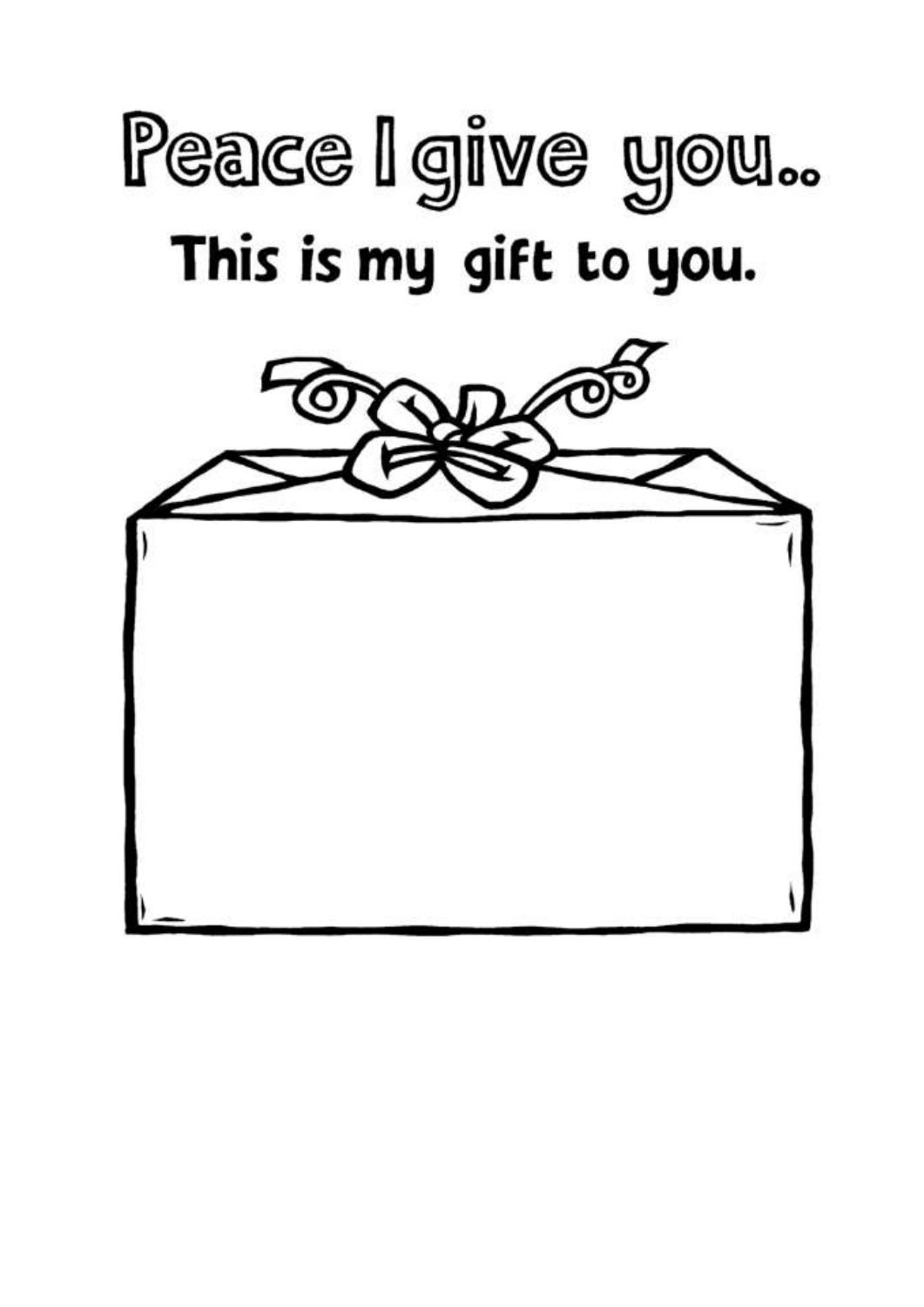# Peace I give you..

## This is my gift to you.